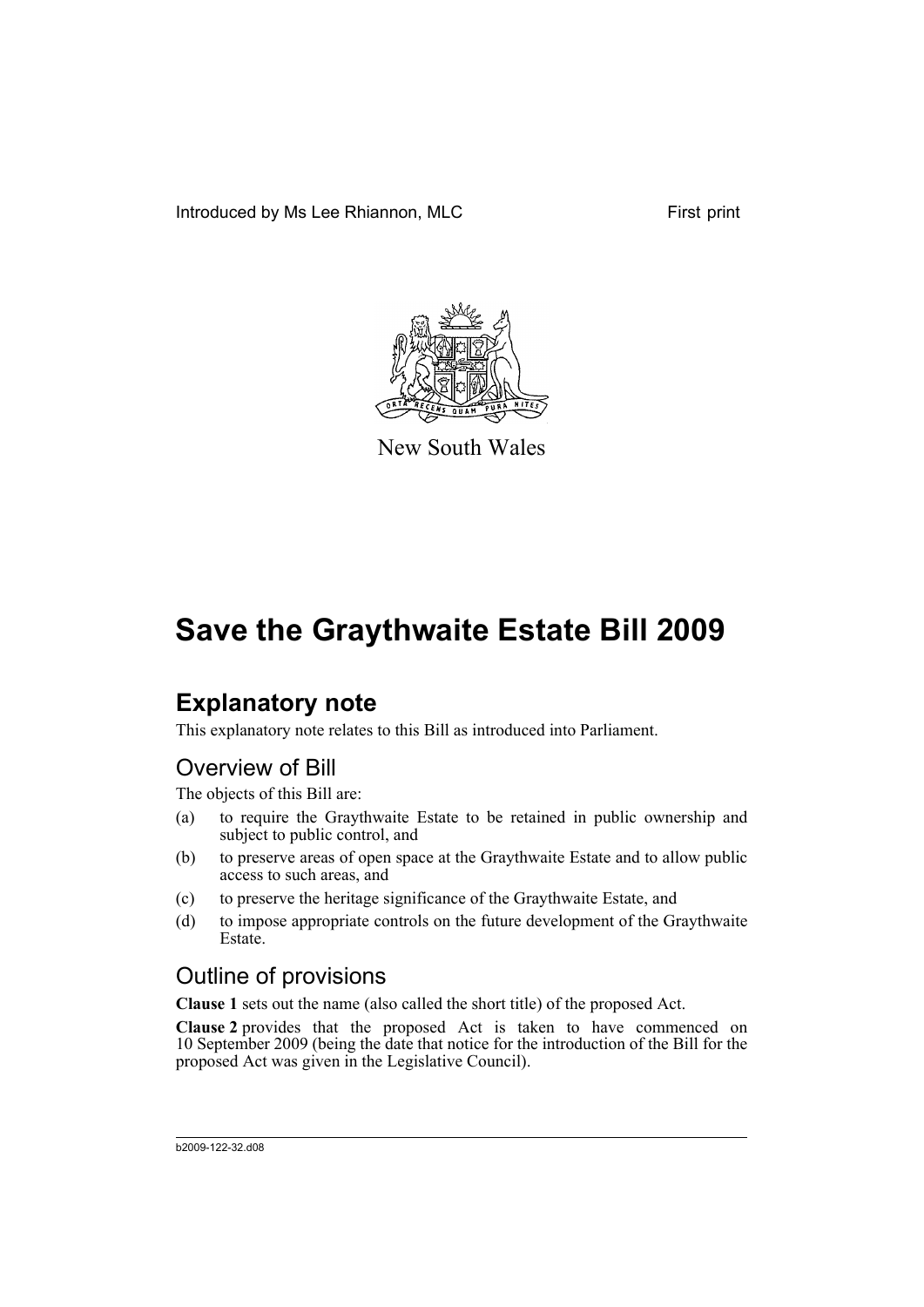Introduced by Ms Lee Rhiannon, MLC First print

New South Wales

# Save the Graythwaite Estate Bill 2009

## Explanatory note

This explanatory note relates to this Bill as introduced into Parliament.

### Overview of Bill

The objects of this Bill are:

(a) to require the Graythwaite Estate to be retained in public ownership and subject to public control, and

(b) to preserve areas of open space at the Graythwaite Estate and to allow public access to such areas, and

(c) to preserve the heritage significance of the Graythwaite Estate, and

(d) to impose appropriate controls on the future development of the Graythwaite Estate.

### Outline of provisions

**Clause 1** sets out the name (also called the short title) of the proposed Act.

**Clause 2** provides that the proposed Act is taken to have commenced on 10 September 2009 (being the date that notice for the introduction of the Bill for the proposed Act was given in the Legislative Council).

b2009-122-32.d08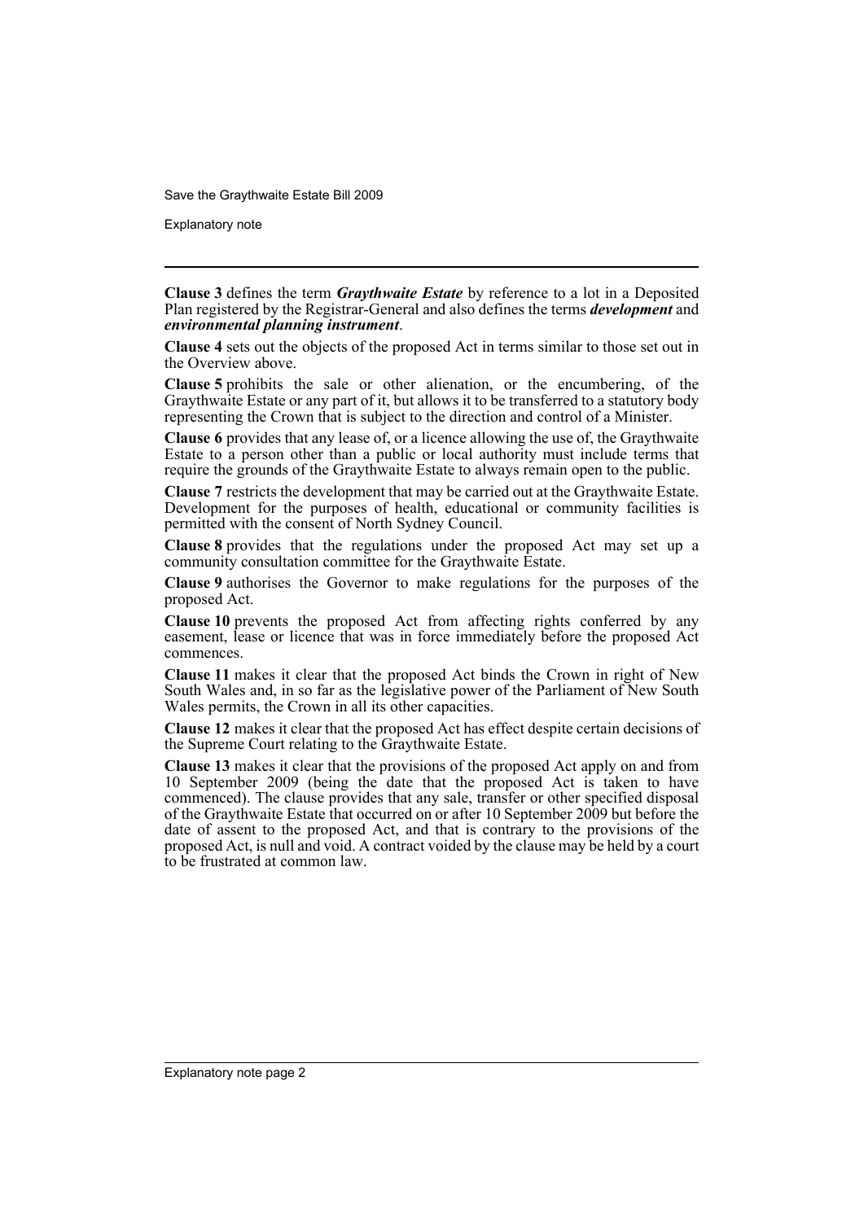**Clause 3** defines the term ***Graythwaite Estate*** by reference to a lot in a Deposited Plan registered by the Registrar-General and also defines the terms ***development*** and ***environmental planning instrument***.

**Clause 4** sets out the objects of the proposed Act in terms similar to those set out in the Overview above.

**Clause 5** prohibits the sale or other alienation, or the encumbering, of the Graythwaite Estate or any part of it, but allows it to be transferred to a statutory body representing the Crown that is subject to the direction and control of a Minister.

**Clause 6** provides that any lease of, or a licence allowing the use of, the Graythwaite Estate to a person other than a public or local authority must include terms that require the grounds of the Graythwaite Estate to always remain open to the public.

**Clause 7** restricts the development that may be carried out at the Graythwaite Estate. Development for the purposes of health, educational or community facilities is permitted with the consent of North Sydney Council.

**Clause 8** provides that the regulations under the proposed Act may set up a community consultation committee for the Graythwaite Estate.

**Clause 9** authorises the Governor to make regulations for the purposes of the proposed Act.

**Clause 10** prevents the proposed Act from affecting rights conferred by any easement, lease or licence that was in force immediately before the proposed Act commences.

**Clause 11** makes it clear that the proposed Act binds the Crown in right of New South Wales and, in so far as the legislative power of the Parliament of New South Wales permits, the Crown in all its other capacities.

**Clause 12** makes it clear that the proposed Act has effect despite certain decisions of the Supreme Court relating to the Graythwaite Estate.

**Clause 13** makes it clear that the provisions of the proposed Act apply on and from 10 September 2009 (being the date that the proposed Act is taken to have commenced). The clause provides that any sale, transfer or other specified disposal of the Graythwaite Estate that occurred on or after 10 September 2009 but before the date of assent to the proposed Act, and that is contrary to the provisions of the proposed Act, is null and void. A contract voided by the clause may be held by a court to be frustrated at common law.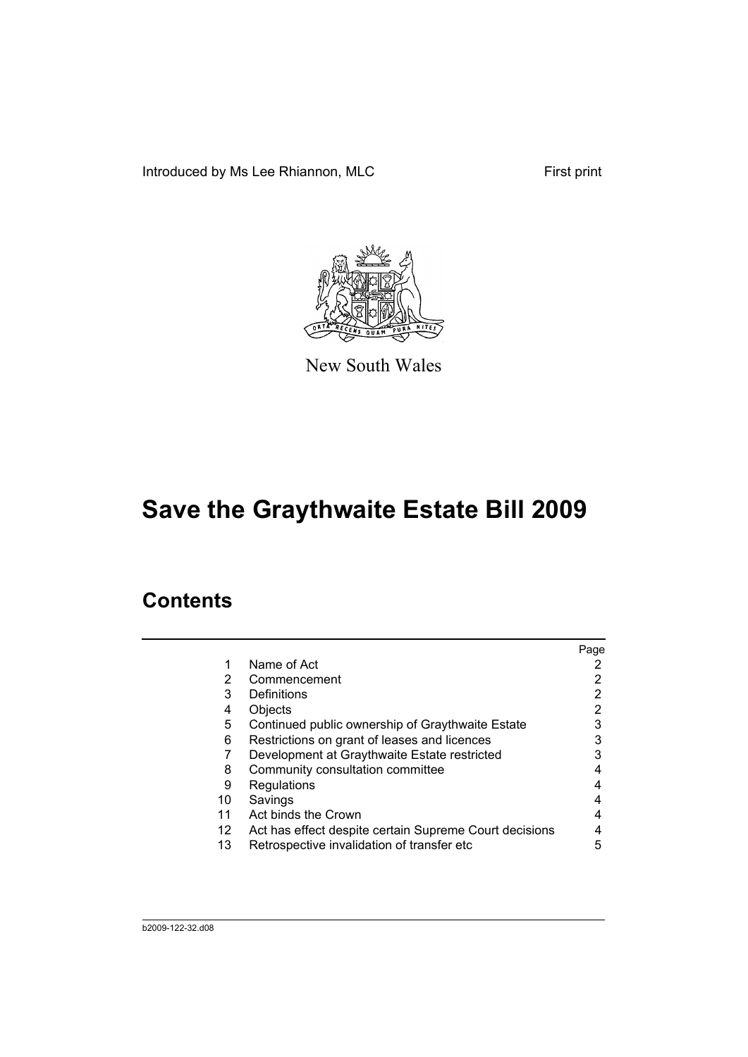Introduced by Ms Lee Rhiannon, MLC First print

New South Wales

# Save the Graythwaite Estate Bill 2009

## Contents

| | | Page |
|---|---|---|
| 1 | Name of Act | 2 |
| 2 | Commencement | 2 |
| 3 | Definitions | 2 |
| 4 | Objects | 2 |
| 5 | Continued public ownership of Graythwaite Estate | 3 |
| 6 | Restrictions on grant of leases and licences | 3 |
| 7 | Development at Graythwaite Estate restricted | 3 |
| 8 | Community consultation committee | 4 |
| 9 | Regulations | 4 |
| 10 | Savings | 4 |
| 11 | Act binds the Crown | 4 |
| 12 | Act has effect despite certain Supreme Court decisions | 4 |
| 13 | Retrospective invalidation of transfer etc | 5 |

b2009-122-32.d08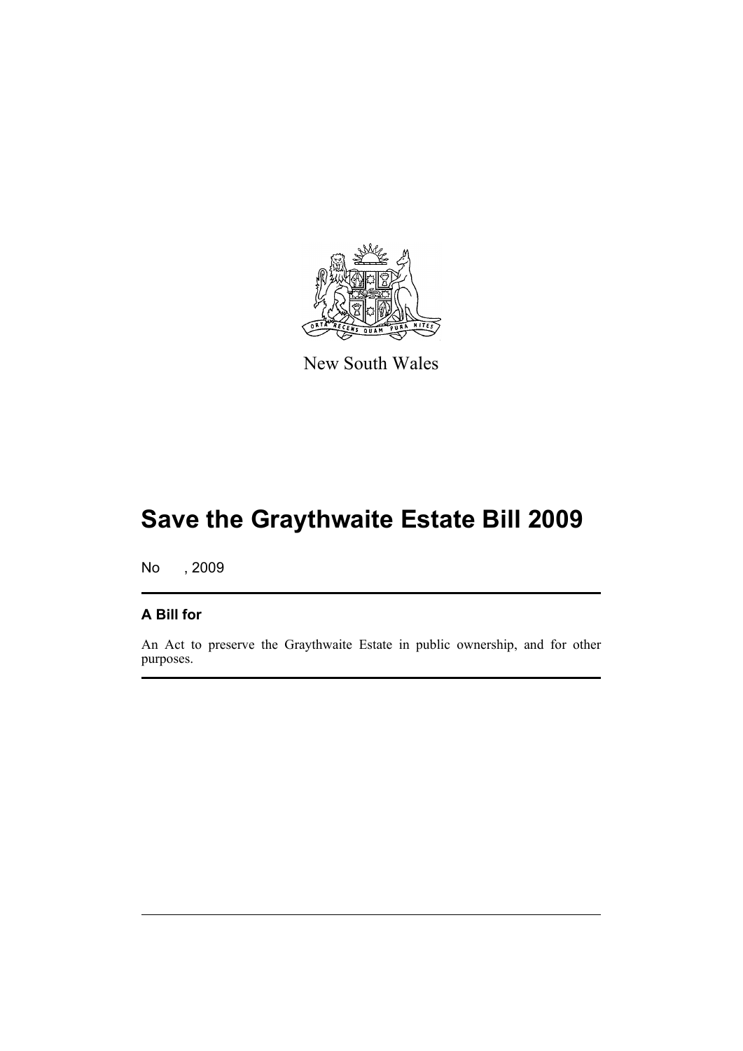New South Wales

# Save the Graythwaite Estate Bill 2009

No , 2009

## A Bill for

An Act to preserve the Graythwaite Estate in public ownership, and for other purposes.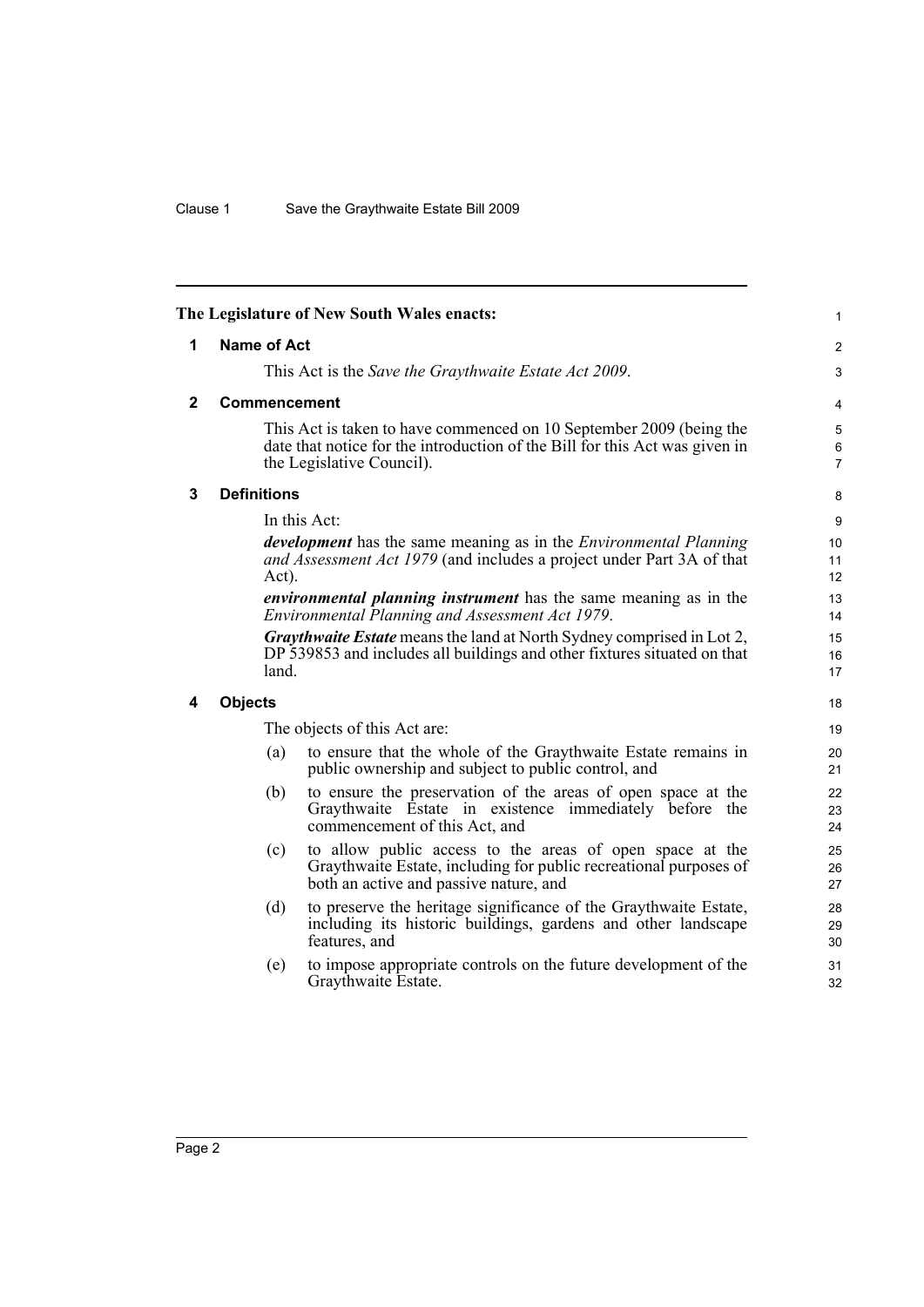The Legislature of New South Wales enacts:

## 1 Name of Act

This Act is the *Save the Graythwaite Estate Act 2009*.

## 2 Commencement

This Act is taken to have commenced on 10 September 2009 (being the date that notice for the introduction of the Bill for this Act was given in the Legislative Council).

## 3 Definitions

In this Act:

***development*** has the same meaning as in the *Environmental Planning and Assessment Act 1979* (and includes a project under Part 3A of that Act).

***environmental planning instrument*** has the same meaning as in the *Environmental Planning and Assessment Act 1979*.

***Graythwaite Estate*** means the land at North Sydney comprised in Lot 2, DP 539853 and includes all buildings and other fixtures situated on that land.

## 4 Objects

The objects of this Act are:

(a) to ensure that the whole of the Graythwaite Estate remains in public ownership and subject to public control, and

(b) to ensure the preservation of the areas of open space at the Graythwaite Estate in existence immediately before the commencement of this Act, and

(c) to allow public access to the areas of open space at the Graythwaite Estate, including for public recreational purposes of both an active and passive nature, and

(d) to preserve the heritage significance of the Graythwaite Estate, including its historic buildings, gardens and other landscape features, and

(e) to impose appropriate controls on the future development of the Graythwaite Estate.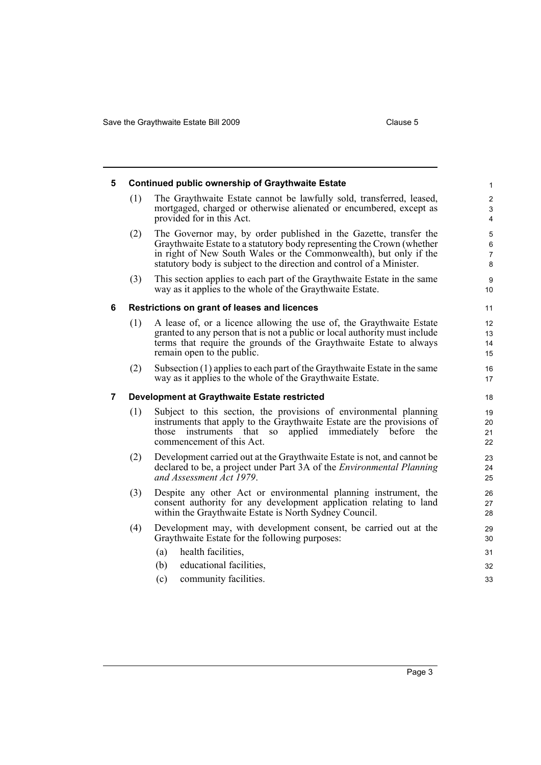## 5 Continued public ownership of Graythwaite Estate

(1) The Graythwaite Estate cannot be lawfully sold, transferred, leased, mortgaged, charged or otherwise alienated or encumbered, except as provided for in this Act.

(2) The Governor may, by order published in the Gazette, transfer the Graythwaite Estate to a statutory body representing the Crown (whether in right of New South Wales or the Commonwealth), but only if the statutory body is subject to the direction and control of a Minister.

(3) This section applies to each part of the Graythwaite Estate in the same way as it applies to the whole of the Graythwaite Estate.

## 6 Restrictions on grant of leases and licences

(1) A lease of, or a licence allowing the use of, the Graythwaite Estate granted to any person that is not a public or local authority must include terms that require the grounds of the Graythwaite Estate to always remain open to the public.

(2) Subsection (1) applies to each part of the Graythwaite Estate in the same way as it applies to the whole of the Graythwaite Estate.

## 7 Development at Graythwaite Estate restricted

(1) Subject to this section, the provisions of environmental planning instruments that apply to the Graythwaite Estate are the provisions of those instruments that so applied immediately before the commencement of this Act.

(2) Development carried out at the Graythwaite Estate is not, and cannot be declared to be, a project under Part 3A of the *Environmental Planning and Assessment Act 1979*.

(3) Despite any other Act or environmental planning instrument, the consent authority for any development application relating to land within the Graythwaite Estate is North Sydney Council.

(4) Development may, with development consent, be carried out at the Graythwaite Estate for the following purposes:

(a) health facilities,

(b) educational facilities,

(c) community facilities.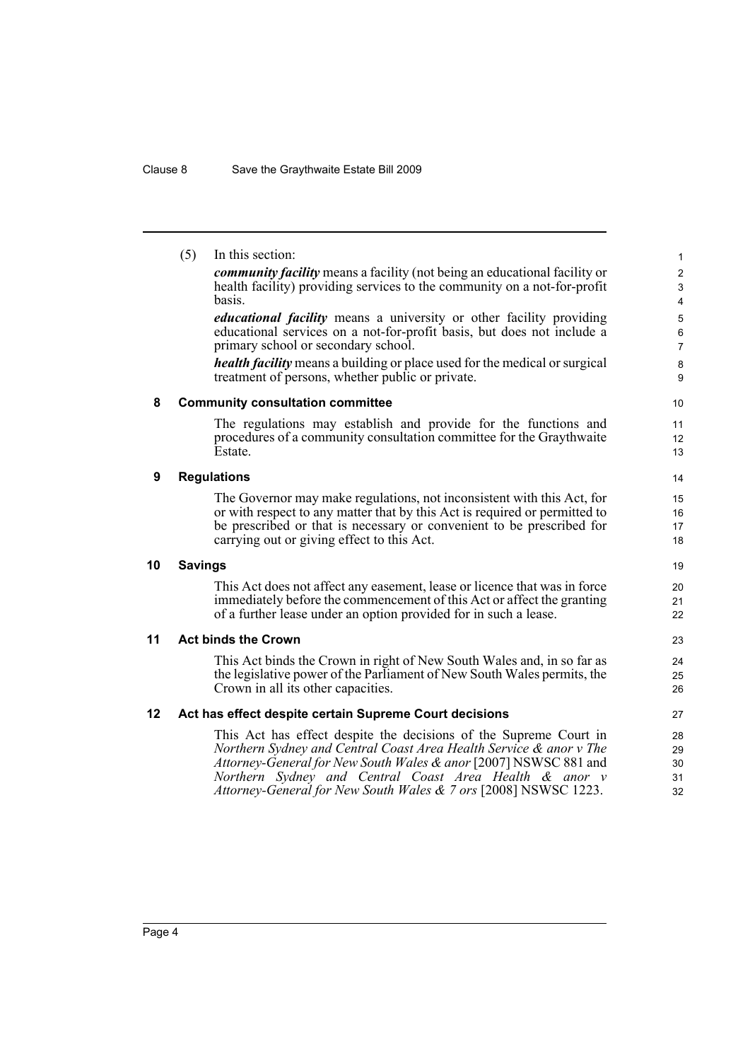(5) In this section:

***community facility*** means a facility (not being an educational facility or health facility) providing services to the community on a not-for-profit basis.

***educational facility*** means a university or other facility providing educational services on a not-for-profit basis, but does not include a primary school or secondary school.

***health facility*** means a building or place used for the medical or surgical treatment of persons, whether public or private.

## 8 Community consultation committee

The regulations may establish and provide for the functions and procedures of a community consultation committee for the Graythwaite Estate.

## 9 Regulations

The Governor may make regulations, not inconsistent with this Act, for or with respect to any matter that by this Act is required or permitted to be prescribed or that is necessary or convenient to be prescribed for carrying out or giving effect to this Act.

## 10 Savings

This Act does not affect any easement, lease or licence that was in force immediately before the commencement of this Act or affect the granting of a further lease under an option provided for in such a lease.

## 11 Act binds the Crown

This Act binds the Crown in right of New South Wales and, in so far as the legislative power of the Parliament of New South Wales permits, the Crown in all its other capacities.

## 12 Act has effect despite certain Supreme Court decisions

This Act has effect despite the decisions of the Supreme Court in *Northern Sydney and Central Coast Area Health Service & anor v The Attorney-General for New South Wales & anor* [2007] NSWSC 881 and *Northern Sydney and Central Coast Area Health & anor v Attorney-General for New South Wales & 7 ors* [2008] NSWSC 1223.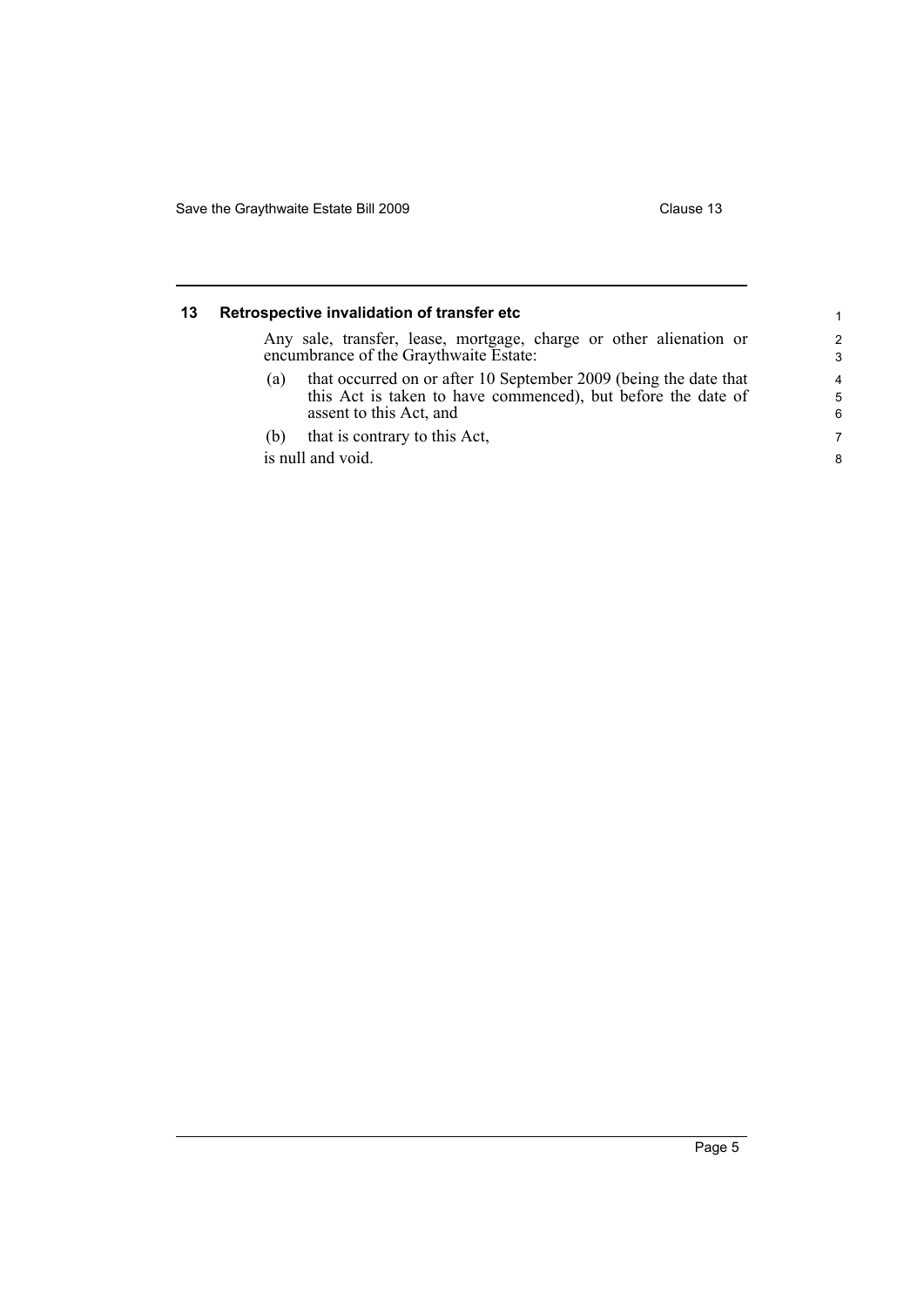## 13 Retrospective invalidation of transfer etc

Any sale, transfer, lease, mortgage, charge or other alienation or encumbrance of the Graythwaite Estate:

(a) that occurred on or after 10 September 2009 (being the date that this Act is taken to have commenced), but before the date of assent to this Act, and

(b) that is contrary to this Act,

is null and void.